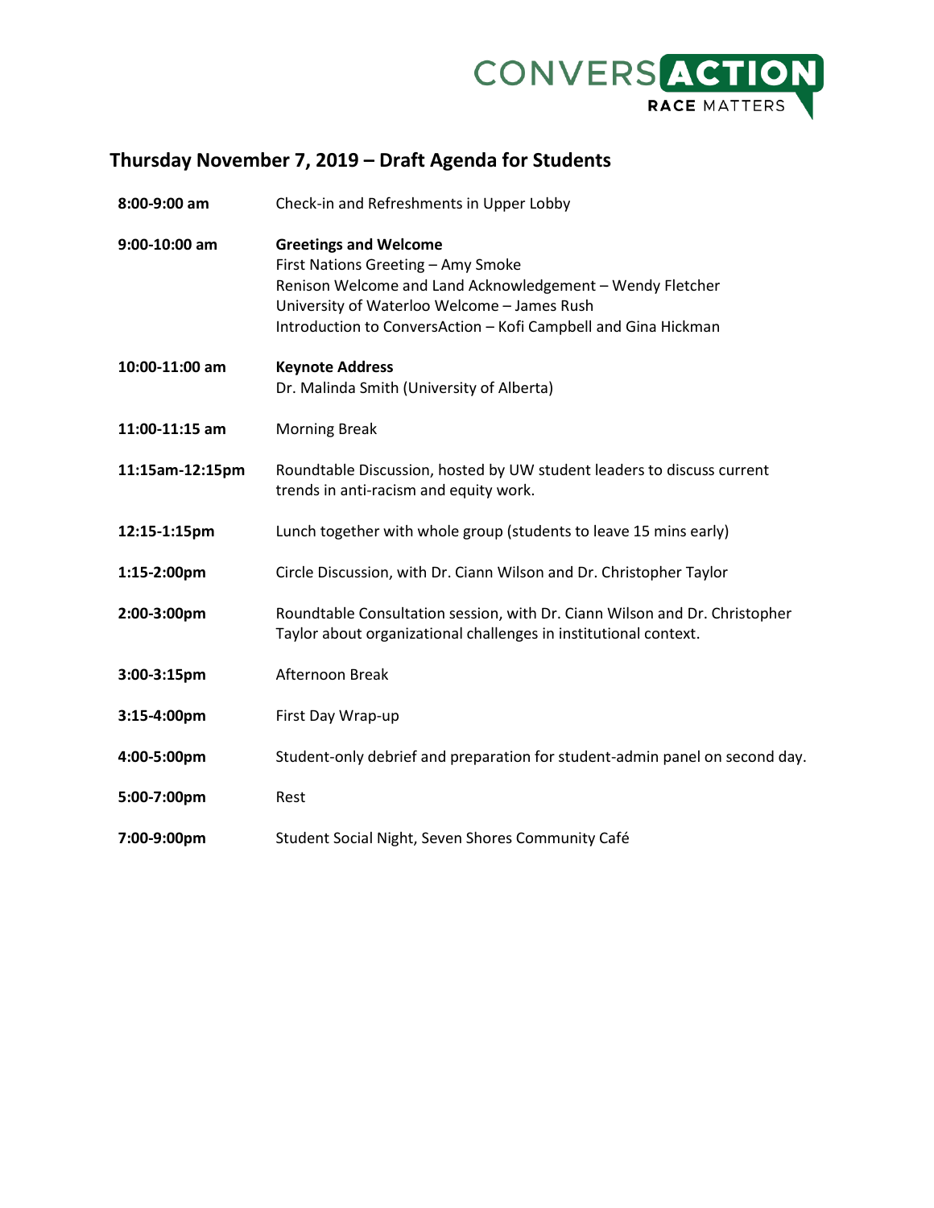CONVERSACTION
RACE MATTERS

## Thursday November 7, 2019 – Draft Agenda for Students

| | |
|---|---|
| **8:00-9:00 am** | Check-in and Refreshments in Upper Lobby |
| **9:00-10:00 am** | **Greetings and Welcome**<br>First Nations Greeting – Amy Smoke<br>Renison Welcome and Land Acknowledgement – Wendy Fletcher<br>University of Waterloo Welcome – James Rush<br>Introduction to ConversAction – Kofi Campbell and Gina Hickman |
| **10:00-11:00 am** | **Keynote Address**<br>Dr. Malinda Smith (University of Alberta) |
| **11:00-11:15 am** | Morning Break |
| **11:15am-12:15pm** | Roundtable Discussion, hosted by UW student leaders to discuss current trends in anti-racism and equity work. |
| **12:15-1:15pm** | Lunch together with whole group (students to leave 15 mins early) |
| **1:15-2:00pm** | Circle Discussion, with Dr. Ciann Wilson and Dr. Christopher Taylor |
| **2:00-3:00pm** | Roundtable Consultation session, with Dr. Ciann Wilson and Dr. Christopher Taylor about organizational challenges in institutional context. |
| **3:00-3:15pm** | Afternoon Break |
| **3:15-4:00pm** | First Day Wrap-up |
| **4:00-5:00pm** | Student-only debrief and preparation for student-admin panel on second day. |
| **5:00-7:00pm** | Rest |
| **7:00-9:00pm** | Student Social Night, Seven Shores Community Café |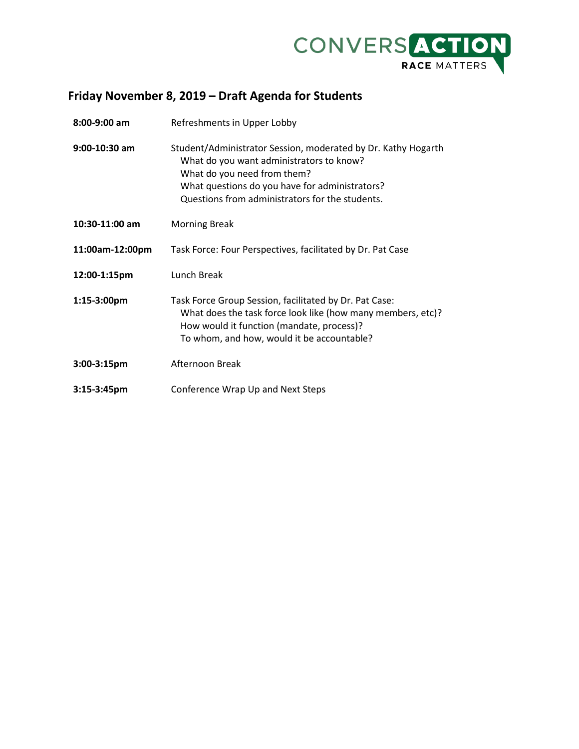CONVERSACTION RACE MATTERS

## Friday November 8, 2019 – Draft Agenda for Students

| | |
|---|---|
| **8:00-9:00 am** | Refreshments in Upper Lobby |
| **9:00-10:30 am** | Student/Administrator Session, moderated by Dr. Kathy Hogarth<br>What do you want administrators to know?<br>What do you need from them?<br>What questions do you have for administrators?<br>Questions from administrators for the students. |
| **10:30-11:00 am** | Morning Break |
| **11:00am-12:00pm** | Task Force: Four Perspectives, facilitated by Dr. Pat Case |
| **12:00-1:15pm** | Lunch Break |
| **1:15-3:00pm** | Task Force Group Session, facilitated by Dr. Pat Case:<br>What does the task force look like (how many members, etc)?<br>How would it function (mandate, process)?<br>To whom, and how, would it be accountable? |
| **3:00-3:15pm** | Afternoon Break |
| **3:15-3:45pm** | Conference Wrap Up and Next Steps |